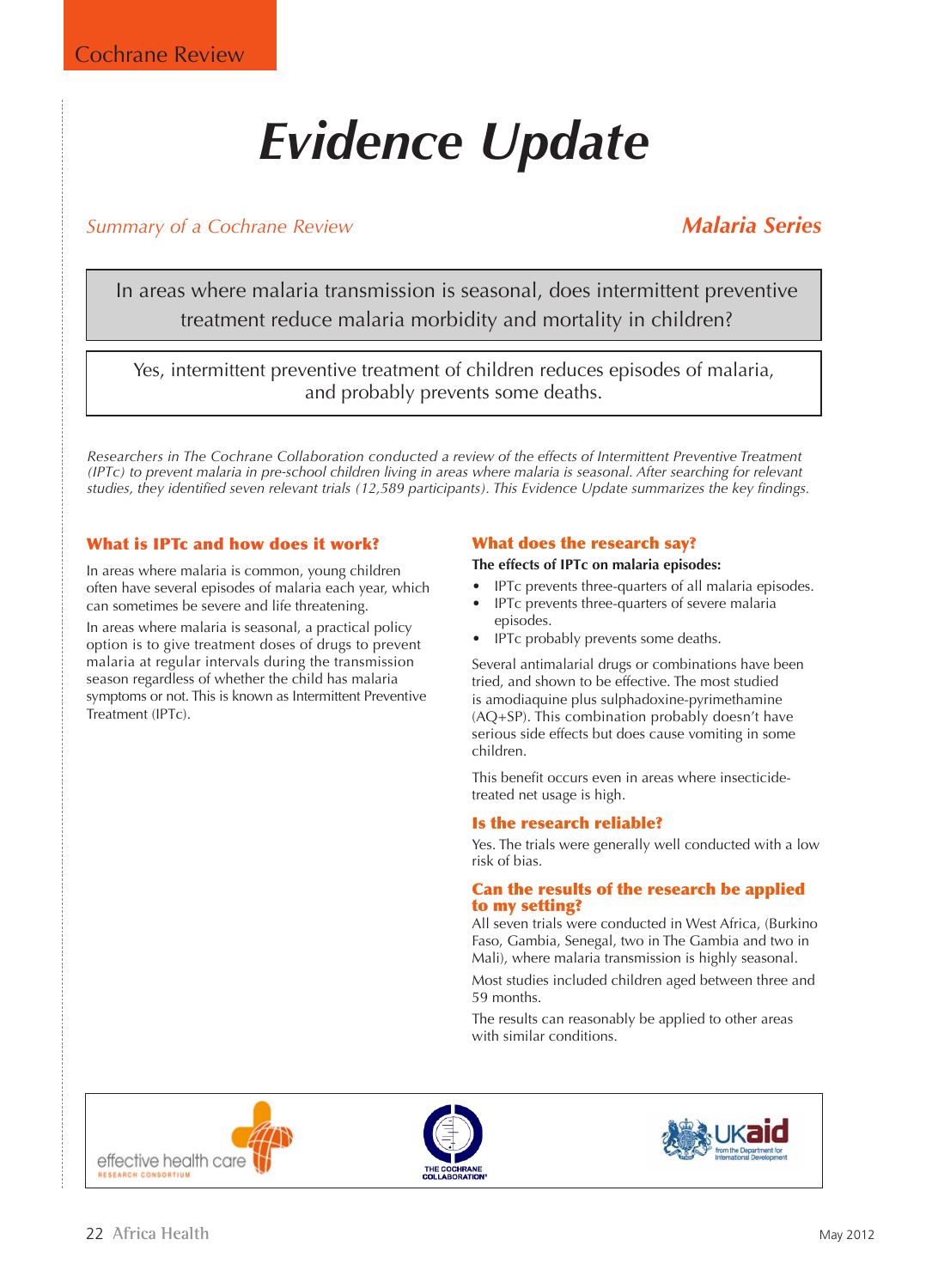Cochrane Review

# Evidence Update

*Summary of a Cochrane Review*

***Malaria Series***

In areas where malaria transmission is seasonal, does intermittent preventive treatment reduce malaria morbidity and mortality in children?

Yes, intermittent preventive treatment of children reduces episodes of malaria, and probably prevents some deaths.

*Researchers in The Cochrane Collaboration conducted a review of the effects of Intermittent Preventive Treatment (IPTc) to prevent malaria in pre-school children living in areas where malaria is seasonal. After searching for relevant studies, they identified seven relevant trials (12,589 participants). This Evidence Update summarizes the key findings.*

## What is IPTc and how does it work?

In areas where malaria is common, young children often have several episodes of malaria each year, which can sometimes be severe and life threatening.

In areas where malaria is seasonal, a practical policy option is to give treatment doses of drugs to prevent malaria at regular intervals during the transmission season regardless of whether the child has malaria symptoms or not. This is known as Intermittent Preventive Treatment (IPTc).

## What does the research say?

**The effects of IPTc on malaria episodes:**

- IPTc prevents three-quarters of all malaria episodes.
- IPTc prevents three-quarters of severe malaria episodes.
- IPTc probably prevents some deaths.

Several antimalarial drugs or combinations have been tried, and shown to be effective. The most studied is amodiaquine plus sulphadoxine-pyrimethamine (AQ+SP). This combination probably doesn't have serious side effects but does cause vomiting in some children.

This benefit occurs even in areas where insecticide-treated net usage is high.

## Is the research reliable?

Yes. The trials were generally well conducted with a low risk of bias.

## Can the results of the research be applied to my setting?

All seven trials were conducted in West Africa, (Burkino Faso, Gambia, Senegal, two in The Gambia and two in Mali), where malaria transmission is highly seasonal.

Most studies included children aged between three and 59 months.

The results can reasonably be applied to other areas with similar conditions.

effective health care RESEARCH CONSORTIUM | THE COCHRANE COLLABORATION® | UKaid from the Department for International Development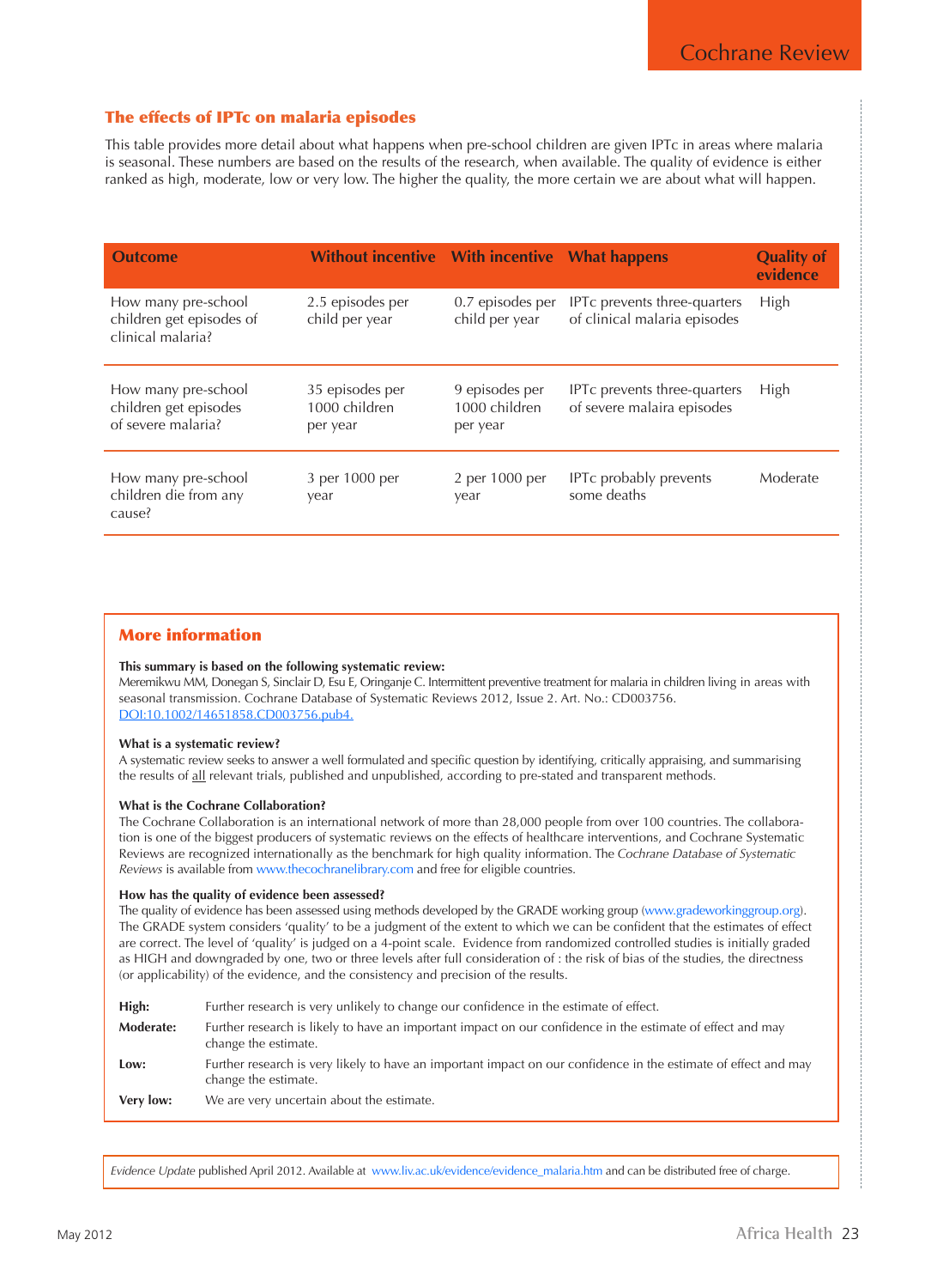## The effects of IPTc on malaria episodes

This table provides more detail about what happens when pre-school children are given IPTc in areas where malaria is seasonal. These numbers are based on the results of the research, when available. The quality of evidence is either ranked as high, moderate, low or very low. The higher the quality, the more certain we are about what will happen.

| Outcome | Without incentive | With incentive | What happens | Quality of evidence |
|---|---|---|---|---|
| How many pre-school children get episodes of clinical malaria? | 2.5 episodes per child per year | 0.7 episodes per child per year | IPTc prevents three-quarters of clinical malaria episodes | High |
| How many pre-school children get episodes of severe malaria? | 35 episodes per 1000 children per year | 9 episodes per 1000 children per year | IPTc prevents three-quarters of severe malaira episodes | High |
| How many pre-school children die from any cause? | 3 per 1000 per year | 2 per 1000 per year | IPTc probably prevents some deaths | Moderate |

## More information

**This summary is based on the following systematic review:**
Meremikwu MM, Donegan S, Sinclair D, Esu E, Oringanje C. Intermittent preventive treatment for malaria in children living in areas with seasonal transmission. Cochrane Database of Systematic Reviews 2012, Issue 2. Art. No.: CD003756. DOI:10.1002/14651858.CD003756.pub4.

**What is a systematic review?**
A systematic review seeks to answer a well formulated and specific question by identifying, critically appraising, and summarising the results of all relevant trials, published and unpublished, according to pre-stated and transparent methods.

**What is the Cochrane Collaboration?**
The Cochrane Collaboration is an international network of more than 28,000 people from over 100 countries. The collaboration is one of the biggest producers of systematic reviews on the effects of healthcare interventions, and Cochrane Systematic Reviews are recognized internationally as the benchmark for high quality information. The *Cochrane Database of Systematic Reviews* is available from www.thecochranelibrary.com and free for eligible countries.

**How has the quality of evidence been assessed?**
The quality of evidence has been assessed using methods developed by the GRADE working group (www.gradeworkinggroup.org). The GRADE system considers 'quality' to be a judgment of the extent to which we can be confident that the estimates of effect are correct. The level of 'quality' is judged on a 4-point scale. Evidence from randomized controlled studies is initially graded as HIGH and downgraded by one, two or three levels after full consideration of : the risk of bias of the studies, the directness (or applicability) of the evidence, and the consistency and precision of the results.

**High:** Further research is very unlikely to change our confidence in the estimate of effect.

**Moderate:** Further research is likely to have an important impact on our confidence in the estimate of effect and may change the estimate.

**Low:** Further research is very likely to have an important impact on our confidence in the estimate of effect and may change the estimate.

**Very low:** We are very uncertain about the estimate.

*Evidence Update* published April 2012. Available at www.liv.ac.uk/evidence/evidence_malaria.htm and can be distributed free of charge.